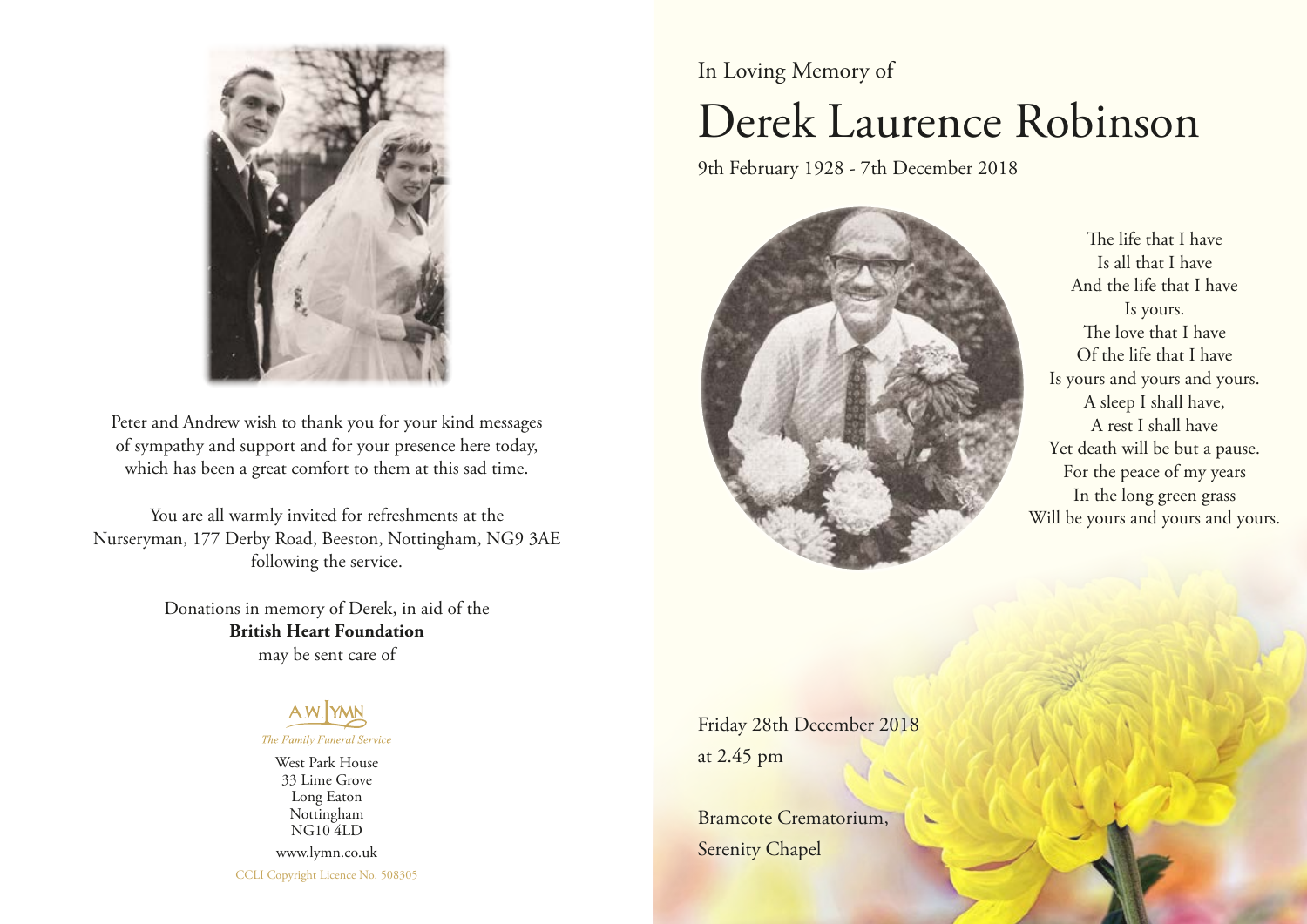Peter and Andrew wish to thank you for your kind messages of sympathy and support and for your presence here today, which has been a great comfort to them at this sad time.

You are all warmly invited for refreshments at the Nurseryman, 177 Derby Road, Beeston, Nottingham, NG9 3AE following the service.

Donations in memory of Derek, in aid of the
**British Heart Foundation**
may be sent care of

A.W. LYMN
*The Family Funeral Service*

West Park House
33 Lime Grove
Long Eaton
Nottingham
NG10 4LD

www.lymn.co.uk

CCLI Copyright Licence No. 508305

In Loving Memory of

# Derek Laurence Robinson

9th February 1928 - 7th December 2018

The life that I have
Is all that I have
And the life that I have
Is yours.
The love that I have
Of the life that I have
Is yours and yours and yours.
A sleep I shall have,
A rest I shall have
Yet death will be but a pause.
For the peace of my years
In the long green grass
Will be yours and yours and yours.

Friday 28th December 2018
at 2.45 pm

Bramcote Crematorium,
Serenity Chapel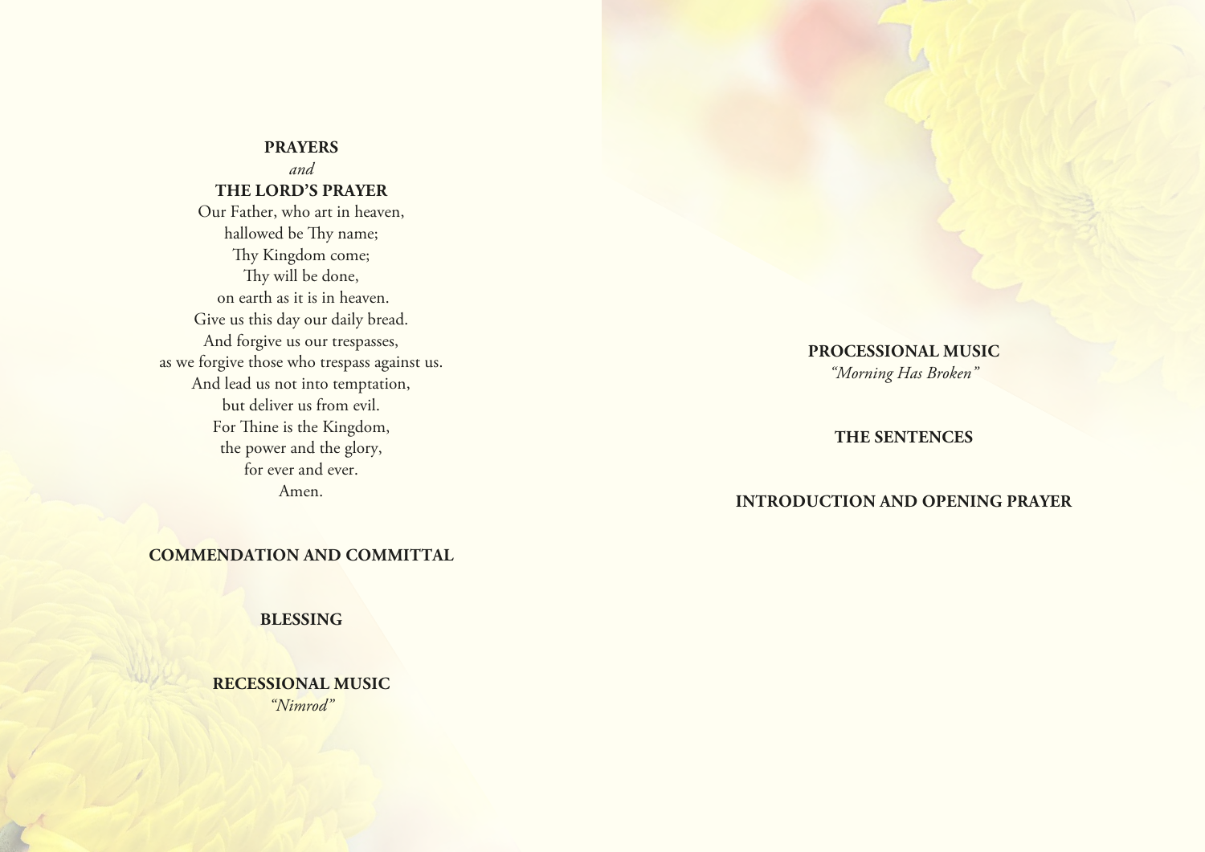**PRAYERS**

*and*

**THE LORD'S PRAYER**

Our Father, who art in heaven,
hallowed be Thy name;
Thy Kingdom come;
Thy will be done,
on earth as it is in heaven.
Give us this day our daily bread.
And forgive us our trespasses,
as we forgive those who trespass against us.
And lead us not into temptation,
but deliver us from evil.
For Thine is the Kingdom,
the power and the glory,
for ever and ever.
Amen.

**COMMENDATION AND COMMITTAL**

**BLESSING**

**RECESSIONAL MUSIC**

*"Nimrod"*

**PROCESSIONAL MUSIC**

*"Morning Has Broken"*

**THE SENTENCES**

**INTRODUCTION AND OPENING PRAYER**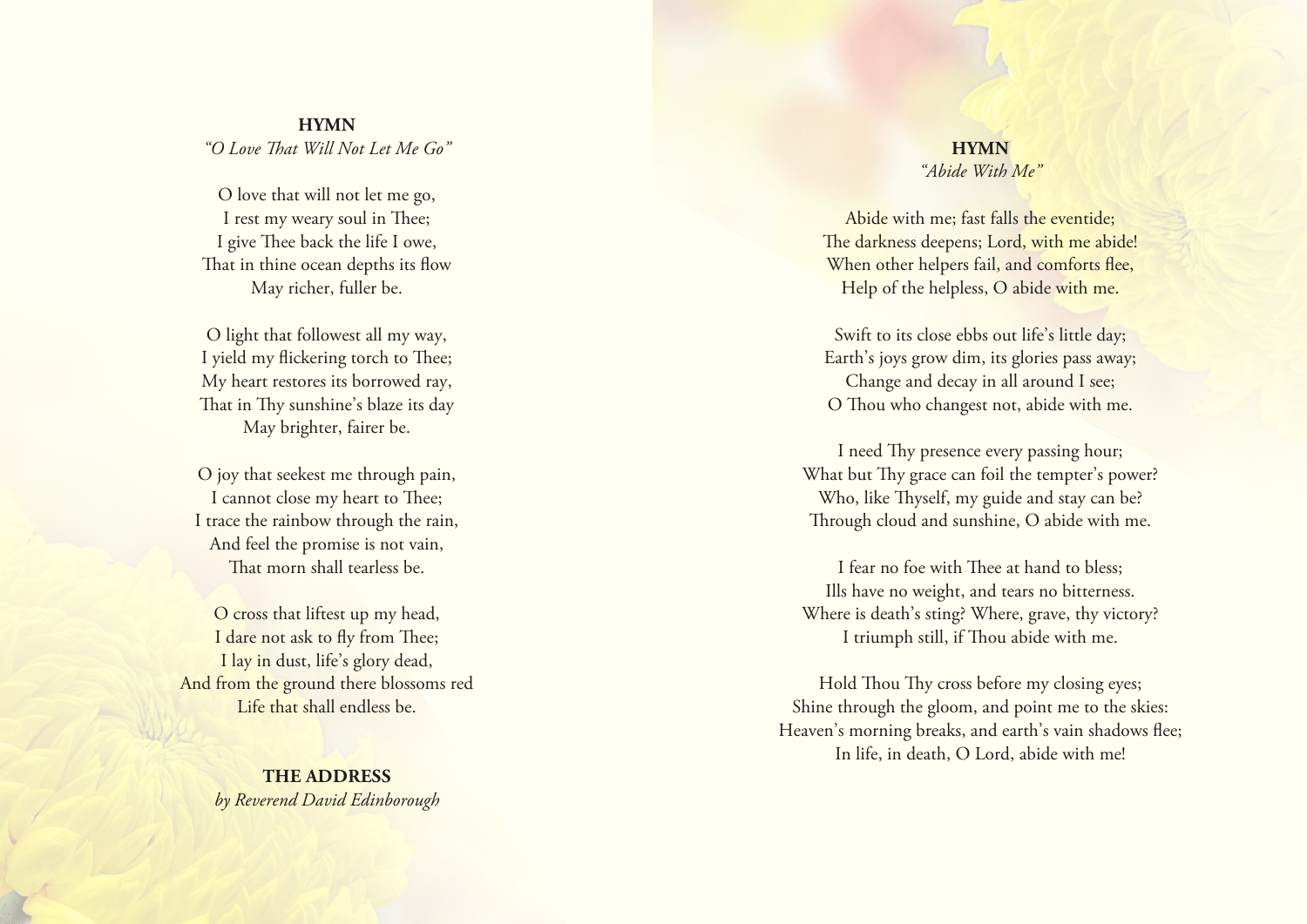**HYMN**

*"O Love That Will Not Let Me Go"*

O love that will not let me go,
I rest my weary soul in Thee;
I give Thee back the life I owe,
That in thine ocean depths its flow
May richer, fuller be.

O light that followest all my way,
I yield my flickering torch to Thee;
My heart restores its borrowed ray,
That in Thy sunshine's blaze its day
May brighter, fairer be.

O joy that seekest me through pain,
I cannot close my heart to Thee;
I trace the rainbow through the rain,
And feel the promise is not vain,
That morn shall tearless be.

O cross that liftest up my head,
I dare not ask to fly from Thee;
I lay in dust, life's glory dead,
And from the ground there blossoms red
Life that shall endless be.

**THE ADDRESS**

*by Reverend David Edinborough*

**HYMN**

*"Abide With Me"*

Abide with me; fast falls the eventide;
The darkness deepens; Lord, with me abide!
When other helpers fail, and comforts flee,
Help of the helpless, O abide with me.

Swift to its close ebbs out life's little day;
Earth's joys grow dim, its glories pass away;
Change and decay in all around I see;
O Thou who changest not, abide with me.

I need Thy presence every passing hour;
What but Thy grace can foil the tempter's power?
Who, like Thyself, my guide and stay can be?
Through cloud and sunshine, O abide with me.

I fear no foe with Thee at hand to bless;
Ills have no weight, and tears no bitterness.
Where is death's sting? Where, grave, thy victory?
I triumph still, if Thou abide with me.

Hold Thou Thy cross before my closing eyes;
Shine through the gloom, and point me to the skies:
Heaven's morning breaks, and earth's vain shadows flee;
In life, in death, O Lord, abide with me!